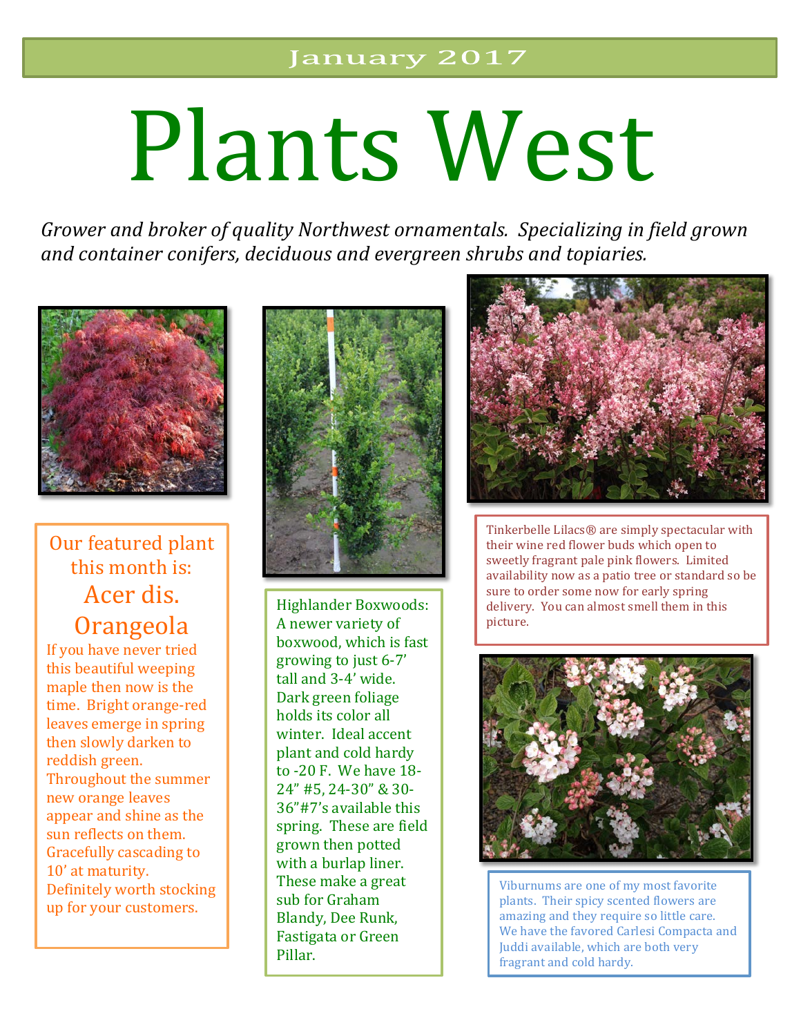January 2017

# Plants West

*Grower and broker of quality Northwest ornamentals. Specializing in field grown and container conifers, deciduous and evergreen shrubs and topiaries.*

## Our featured plant this month is: Acer dis. Orangeola

If you have never tried this beautiful weeping maple then now is the time. Bright orange-red leaves emerge in spring then slowly darken to reddish green. Throughout the summer new orange leaves appear and shine as the sun reflects on them. Gracefully cascading to 10' at maturity. Definitely worth stocking up for your customers.

Highlander Boxwoods: A newer variety of boxwood, which is fast growing to just 6-7' tall and 3-4' wide. Dark green foliage holds its color all winter. Ideal accent plant and cold hardy to -20 F. We have 18-24" #5, 24-30" & 30-36"#7's available this spring. These are field grown then potted with a burlap liner. These make a great sub for Graham Blandy, Dee Runk, Fastigata or Green Pillar.

Tinkerbelle Lilacs® are simply spectacular with their wine red flower buds which open to sweetly fragrant pale pink flowers. Limited availability now as a patio tree or standard so be sure to order some now for early spring delivery. You can almost smell them in this picture.

Viburnums are one of my most favorite plants. Their spicy scented flowers are amazing and they require so little care. We have the favored Carlesi Compacta and Juddi available, which are both very fragrant and cold hardy.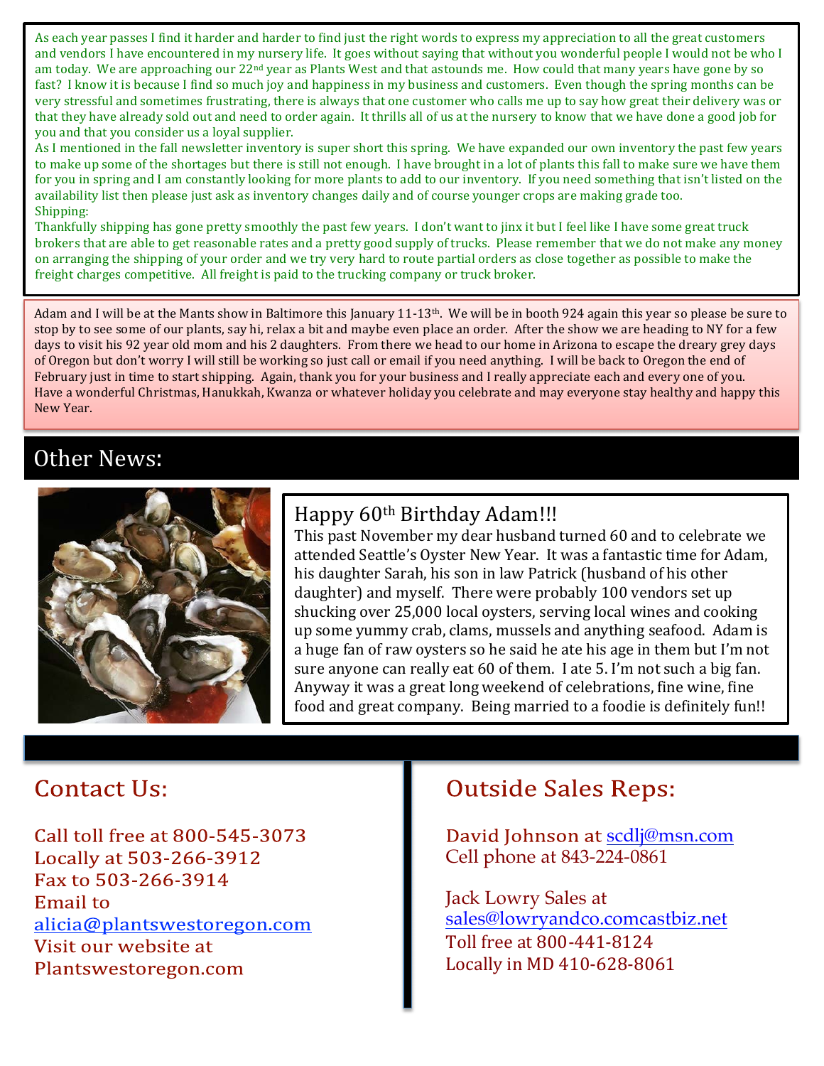As each year passes I find it harder and harder to find just the right words to express my appreciation to all the great customers and vendors I have encountered in my nursery life. It goes without saying that without you wonderful people I would not be who I am today. We are approaching our 22nd year as Plants West and that astounds me. How could that many years have gone by so fast? I know it is because I find so much joy and happiness in my business and customers. Even though the spring months can be very stressful and sometimes frustrating, there is always that one customer who calls me up to say how great their delivery was or that they have already sold out and need to order again. It thrills all of us at the nursery to know that we have done a good job for you and that you consider us a loyal supplier.

As I mentioned in the fall newsletter inventory is super short this spring. We have expanded our own inventory the past few years to make up some of the shortages but there is still not enough. I have brought in a lot of plants this fall to make sure we have them for you in spring and I am constantly looking for more plants to add to our inventory. If you need something that isn't listed on the availability list then please just ask as inventory changes daily and of course younger crops are making grade too.

Shipping:

Thankfully shipping has gone pretty smoothly the past few years. I don't want to jinx it but I feel like I have some great truck brokers that are able to get reasonable rates and a pretty good supply of trucks. Please remember that we do not make any money on arranging the shipping of your order and we try very hard to route partial orders as close together as possible to make the freight charges competitive. All freight is paid to the trucking company or truck broker.

Adam and I will be at the Mants show in Baltimore this January 11-13th. We will be in booth 924 again this year so please be sure to stop by to see some of our plants, say hi, relax a bit and maybe even place an order. After the show we are heading to NY for a few days to visit his 92 year old mom and his 2 daughters. From there we head to our home in Arizona to escape the dreary grey days of Oregon but don't worry I will still be working so just call or email if you need anything. I will be back to Oregon the end of February just in time to start shipping. Again, thank you for your business and I really appreciate each and every one of you.

Have a wonderful Christmas, Hanukkah, Kwanza or whatever holiday you celebrate and may everyone stay healthy and happy this New Year.

## Other News:

### Happy 60th Birthday Adam!!!

This past November my dear husband turned 60 and to celebrate we attended Seattle's Oyster New Year. It was a fantastic time for Adam, his daughter Sarah, his son in law Patrick (husband of his other daughter) and myself. There were probably 100 vendors set up shucking over 25,000 local oysters, serving local wines and cooking up some yummy crab, clams, mussels and anything seafood. Adam is a huge fan of raw oysters so he said he ate his age in them but I'm not sure anyone can really eat 60 of them. I ate 5. I'm not such a big fan. Anyway it was a great long weekend of celebrations, fine wine, fine food and great company. Being married to a foodie is definitely fun!!

## Contact Us:

Call toll free at 800-545-3073
Locally at 503-266-3912
Fax to 503-266-3914
Email to alicia@plantswestoregon.com
Visit our website at Plantswestoregon.com

## Outside Sales Reps:

David Johnson at scdlj@msn.com
Cell phone at 843-224-0861

Jack Lowry Sales at sales@lowryandco.comcastbiz.net
Toll free at 800-441-8124
Locally in MD 410-628-8061